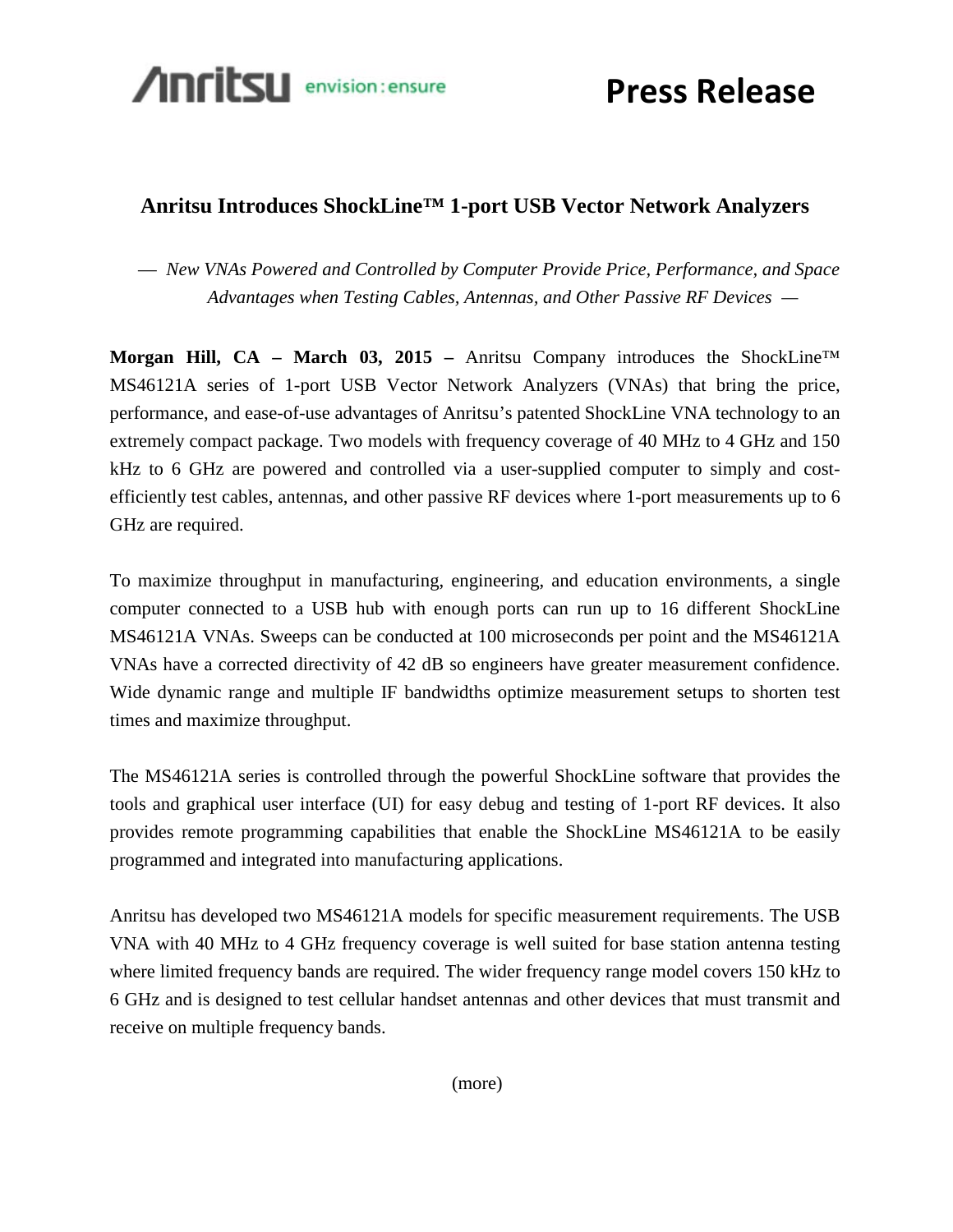Anritsu envision : ensure

# Press Release

## Anritsu Introduces ShockLine™ 1-port USB Vector Network Analyzers

*— New VNAs Powered and Controlled by Computer Provide Price, Performance, and Space Advantages when Testing Cables, Antennas, and Other Passive RF Devices —*

**Morgan Hill, CA – March 03, 2015 –** Anritsu Company introduces the ShockLine™ MS46121A series of 1-port USB Vector Network Analyzers (VNAs) that bring the price, performance, and ease-of-use advantages of Anritsu's patented ShockLine VNA technology to an extremely compact package. Two models with frequency coverage of 40 MHz to 4 GHz and 150 kHz to 6 GHz are powered and controlled via a user-supplied computer to simply and cost-efficiently test cables, antennas, and other passive RF devices where 1-port measurements up to 6 GHz are required.

To maximize throughput in manufacturing, engineering, and education environments, a single computer connected to a USB hub with enough ports can run up to 16 different ShockLine MS46121A VNAs. Sweeps can be conducted at 100 microseconds per point and the MS46121A VNAs have a corrected directivity of 42 dB so engineers have greater measurement confidence. Wide dynamic range and multiple IF bandwidths optimize measurement setups to shorten test times and maximize throughput.

The MS46121A series is controlled through the powerful ShockLine software that provides the tools and graphical user interface (UI) for easy debug and testing of 1-port RF devices. It also provides remote programming capabilities that enable the ShockLine MS46121A to be easily programmed and integrated into manufacturing applications.

Anritsu has developed two MS46121A models for specific measurement requirements. The USB VNA with 40 MHz to 4 GHz frequency coverage is well suited for base station antenna testing where limited frequency bands are required. The wider frequency range model covers 150 kHz to 6 GHz and is designed to test cellular handset antennas and other devices that must transmit and receive on multiple frequency bands.

(more)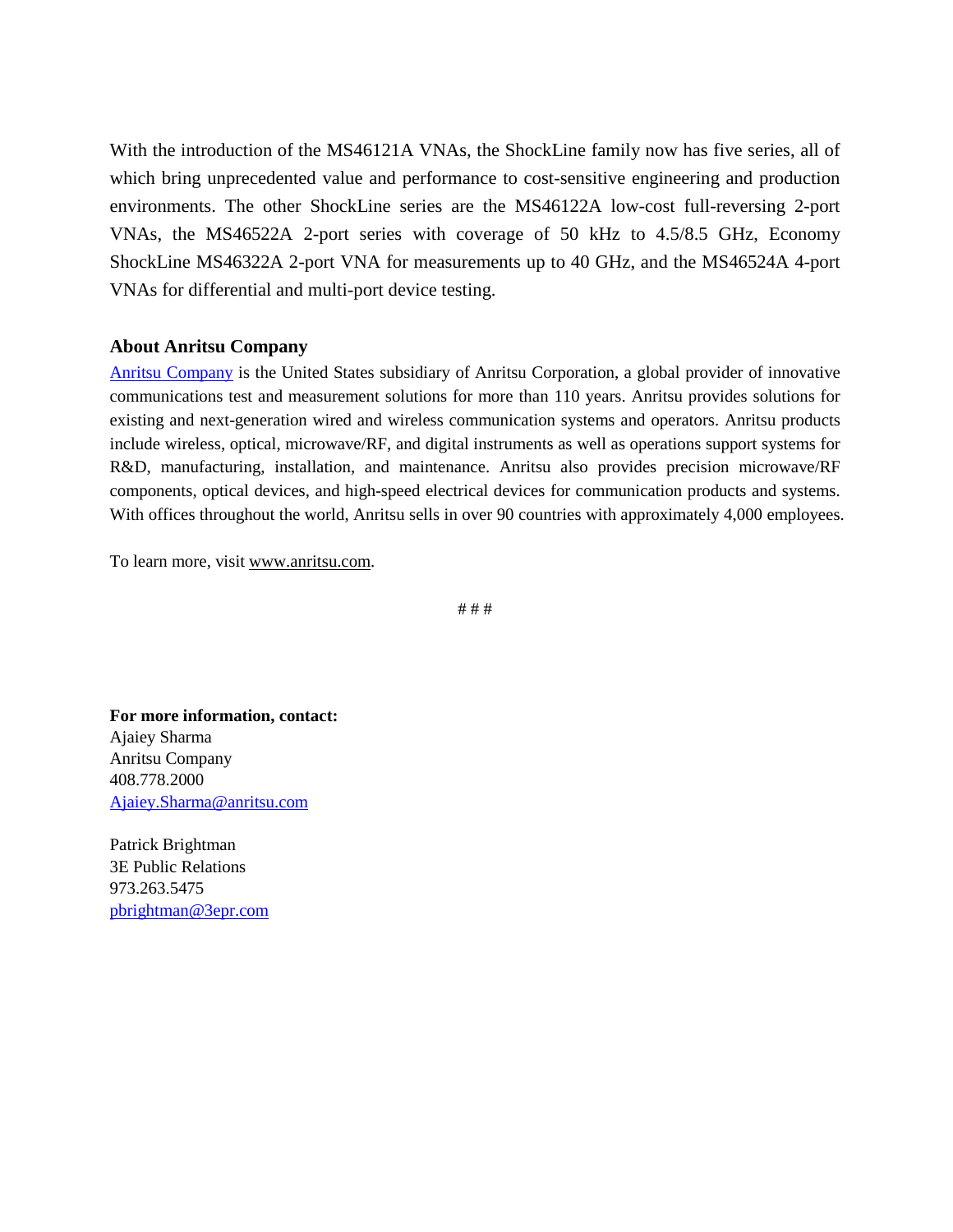With the introduction of the MS46121A VNAs, the ShockLine family now has five series, all of which bring unprecedented value and performance to cost-sensitive engineering and production environments. The other ShockLine series are the MS46122A low-cost full-reversing 2-port VNAs, the MS46522A 2-port series with coverage of 50 kHz to 4.5/8.5 GHz, Economy ShockLine MS46322A 2-port VNA for measurements up to 40 GHz, and the MS46524A 4-port VNAs for differential and multi-port device testing.

**About Anritsu Company**

Anritsu Company is the United States subsidiary of Anritsu Corporation, a global provider of innovative communications test and measurement solutions for more than 110 years. Anritsu provides solutions for existing and next-generation wired and wireless communication systems and operators. Anritsu products include wireless, optical, microwave/RF, and digital instruments as well as operations support systems for R&D, manufacturing, installation, and maintenance. Anritsu also provides precision microwave/RF components, optical devices, and high-speed electrical devices for communication products and systems. With offices throughout the world, Anritsu sells in over 90 countries with approximately 4,000 employees.

To learn more, visit www.anritsu.com.

# # #

**For more information, contact:**

Ajaiey Sharma
Anritsu Company
408.778.2000
Ajaiey.Sharma@anritsu.com

Patrick Brightman
3E Public Relations
973.263.5475
pbrightman@3epr.com